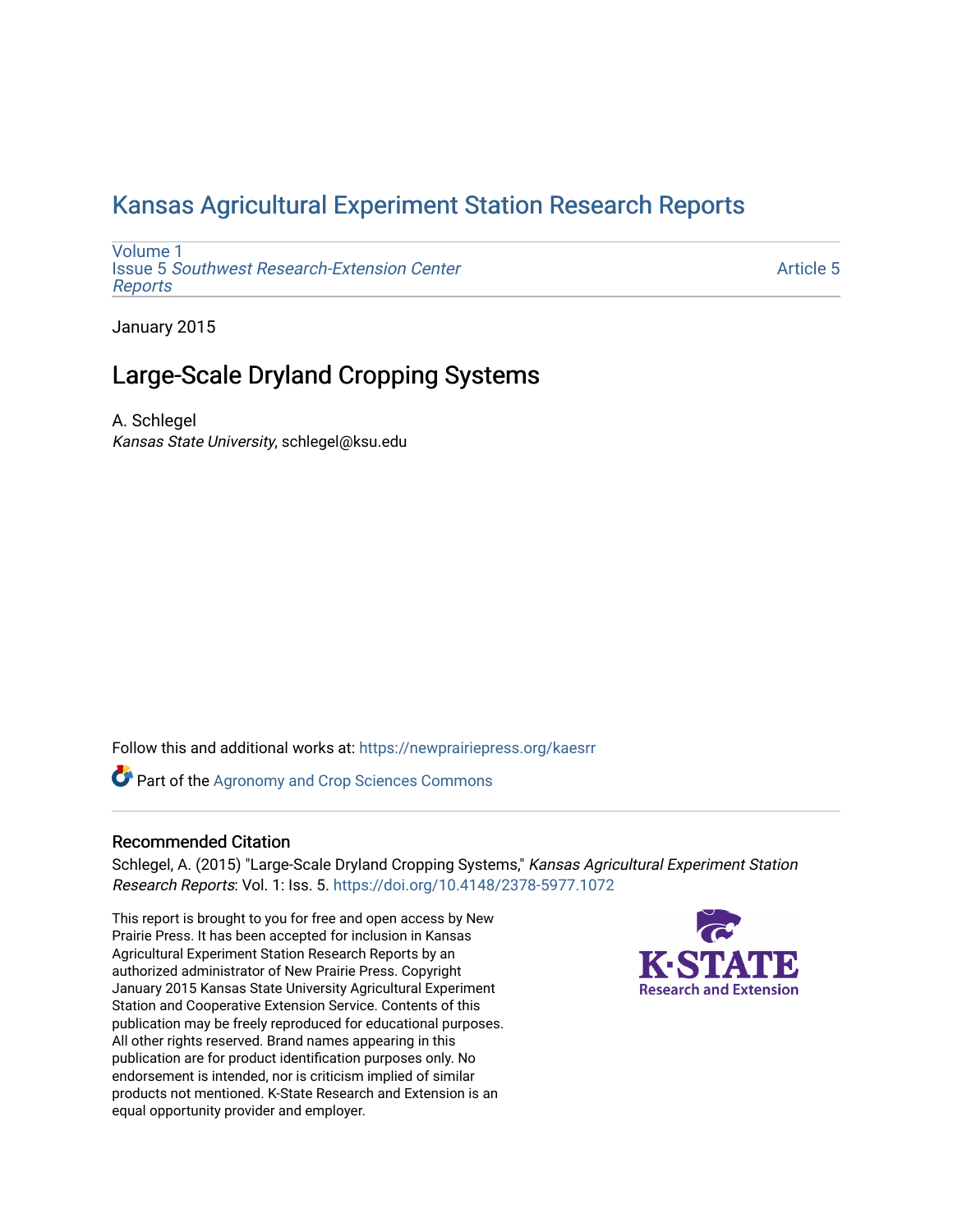# Kansas Agricultural Experiment Station Research Reports

Volume 1
Issue 5 *Southwest Research-Extension Center Reports*

Article 5

January 2015

## Large-Scale Dryland Cropping Systems

A. Schlegel
*Kansas State University*, schlegel@ksu.edu

Follow this and additional works at: https://newprairiepress.org/kaesrr

Part of the Agronomy and Crop Sciences Commons

### Recommended Citation

Schlegel, A. (2015) "Large-Scale Dryland Cropping Systems," *Kansas Agricultural Experiment Station Research Reports*: Vol. 1: Iss. 5. https://doi.org/10.4148/2378-5977.1072

This report is brought to you for free and open access by New Prairie Press. It has been accepted for inclusion in Kansas Agricultural Experiment Station Research Reports by an authorized administrator of New Prairie Press. Copyright January 2015 Kansas State University Agricultural Experiment Station and Cooperative Extension Service. Contents of this publication may be freely reproduced for educational purposes. All other rights reserved. Brand names appearing in this publication are for product identification purposes only. No endorsement is intended, nor is criticism implied of similar products not mentioned. K-State Research and Extension is an equal opportunity provider and employer.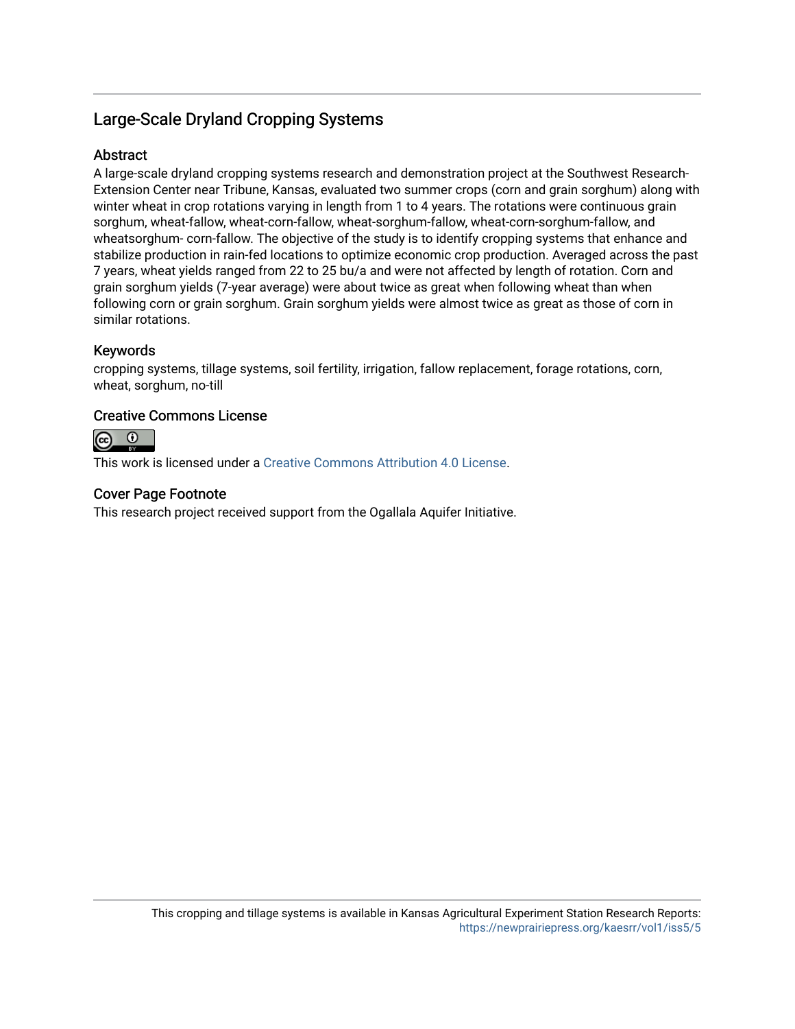## Large-Scale Dryland Cropping Systems

### Abstract

A large-scale dryland cropping systems research and demonstration project at the Southwest Research-Extension Center near Tribune, Kansas, evaluated two summer crops (corn and grain sorghum) along with winter wheat in crop rotations varying in length from 1 to 4 years. The rotations were continuous grain sorghum, wheat-fallow, wheat-corn-fallow, wheat-sorghum-fallow, wheat-corn-sorghum-fallow, and wheatsorghum- corn-fallow. The objective of the study is to identify cropping systems that enhance and stabilize production in rain-fed locations to optimize economic crop production. Averaged across the past 7 years, wheat yields ranged from 22 to 25 bu/a and were not affected by length of rotation. Corn and grain sorghum yields (7-year average) were about twice as great when following wheat than when following corn or grain sorghum. Grain sorghum yields were almost twice as great as those of corn in similar rotations.

### Keywords

cropping systems, tillage systems, soil fertility, irrigation, fallow replacement, forage rotations, corn, wheat, sorghum, no-till

### Creative Commons License

This work is licensed under a Creative Commons Attribution 4.0 License.

### Cover Page Footnote

This research project received support from the Ogallala Aquifer Initiative.

This cropping and tillage systems is available in Kansas Agricultural Experiment Station Research Reports: https://newprairiepress.org/kaesrr/vol1/iss5/5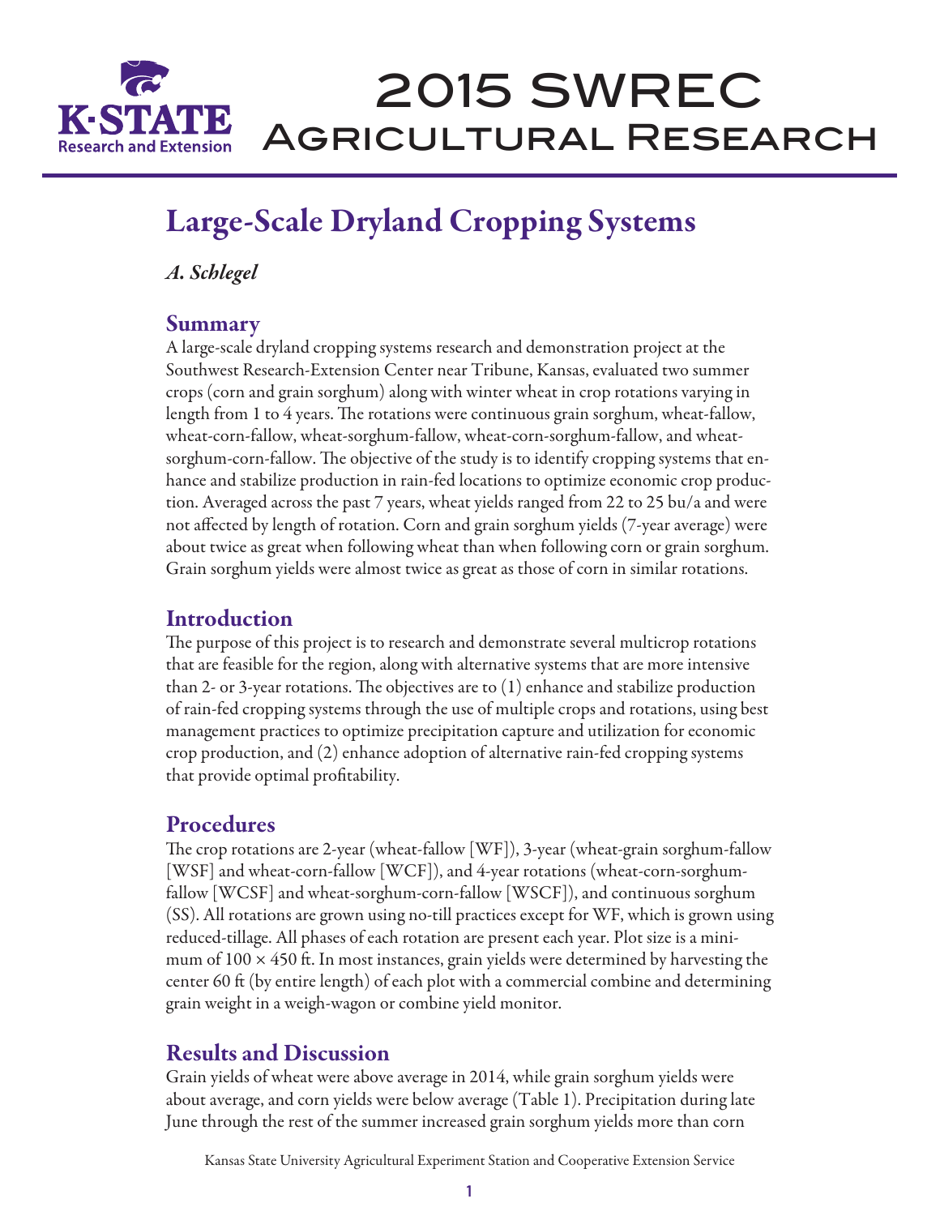# Large-Scale Dryland Cropping Systems

*A. Schlegel*

## Summary

A large-scale dryland cropping systems research and demonstration project at the Southwest Research-Extension Center near Tribune, Kansas, evaluated two summer crops (corn and grain sorghum) along with winter wheat in crop rotations varying in length from 1 to 4 years. The rotations were continuous grain sorghum, wheat-fallow, wheat-corn-fallow, wheat-sorghum-fallow, wheat-corn-sorghum-fallow, and wheat-sorghum-corn-fallow. The objective of the study is to identify cropping systems that enhance and stabilize production in rain-fed locations to optimize economic crop production. Averaged across the past 7 years, wheat yields ranged from 22 to 25 bu/a and were not affected by length of rotation. Corn and grain sorghum yields (7-year average) were about twice as great when following wheat than when following corn or grain sorghum. Grain sorghum yields were almost twice as great as those of corn in similar rotations.

## Introduction

The purpose of this project is to research and demonstrate several multicrop rotations that are feasible for the region, along with alternative systems that are more intensive than 2- or 3-year rotations. The objectives are to (1) enhance and stabilize production of rain-fed cropping systems through the use of multiple crops and rotations, using best management practices to optimize precipitation capture and utilization for economic crop production, and (2) enhance adoption of alternative rain-fed cropping systems that provide optimal profitability.

## Procedures

The crop rotations are 2-year (wheat-fallow [WF]), 3-year (wheat-grain sorghum-fallow [WSF] and wheat-corn-fallow [WCF]), and 4-year rotations (wheat-corn-sorghum-fallow [WCSF] and wheat-sorghum-corn-fallow [WSCF]), and continuous sorghum (SS). All rotations are grown using no-till practices except for WF, which is grown using reduced-tillage. All phases of each rotation are present each year. Plot size is a minimum of 100 × 450 ft. In most instances, grain yields were determined by harvesting the center 60 ft (by entire length) of each plot with a commercial combine and determining grain weight in a weigh-wagon or combine yield monitor.

## Results and Discussion

Grain yields of wheat were above average in 2014, while grain sorghum yields were about average, and corn yields were below average (Table 1). Precipitation during late June through the rest of the summer increased grain sorghum yields more than corn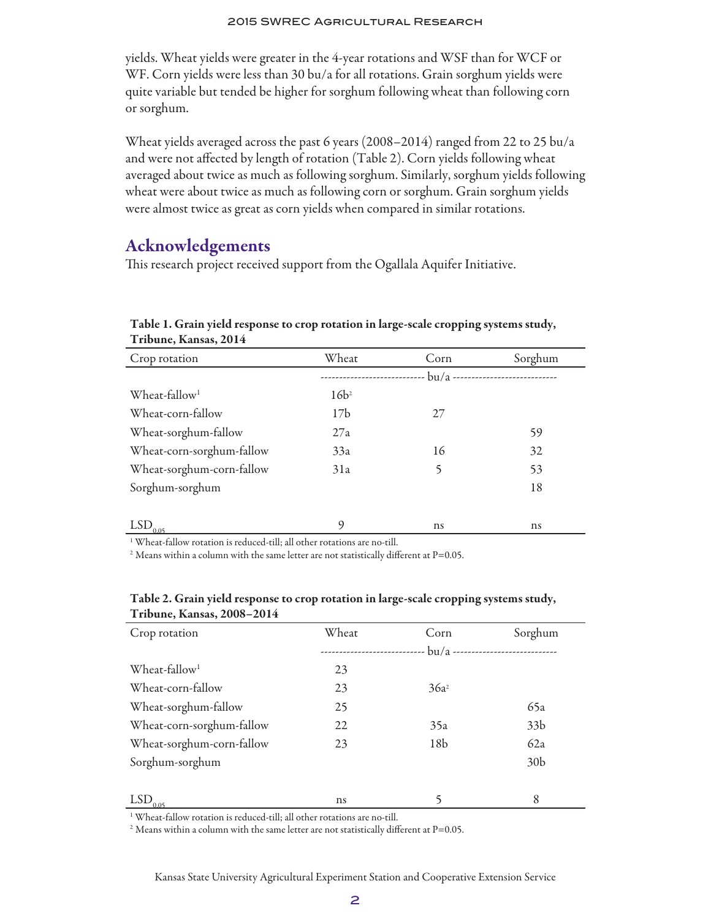yields. Wheat yields were greater in the 4-year rotations and WSF than for WCF or WF. Corn yields were less than 30 bu/a for all rotations. Grain sorghum yields were quite variable but tended be higher for sorghum following wheat than following corn or sorghum.

Wheat yields averaged across the past 6 years (2008–2014) ranged from 22 to 25 bu/a and were not affected by length of rotation (Table 2). Corn yields following wheat averaged about twice as much as following sorghum. Similarly, sorghum yields following wheat were about twice as much as following corn or sorghum. Grain sorghum yields were almost twice as great as corn yields when compared in similar rotations.

## Acknowledgements

This research project received support from the Ogallala Aquifer Initiative.

**Table 1. Grain yield response to crop rotation in large-scale cropping systems study, Tribune, Kansas, 2014**

| Crop rotation | Wheat | Corn | Sorghum |
|---|---|---|---|
| | ---------------------------- | bu/a | ---------------------------- |
| Wheat-fallow[1] | 16b[2] | | |
| Wheat-corn-fallow | 17b | 27 | |
| Wheat-sorghum-fallow | 27a | | 59 |
| Wheat-corn-sorghum-fallow | 33a | 16 | 32 |
| Wheat-sorghum-corn-fallow | 31a | 5 | 53 |
| Sorghum-sorghum | | | 18 |
| $LSD_{0.05}$ | 9 | ns | ns |

[1] Wheat-fallow rotation is reduced-till; all other rotations are no-till.
[2] Means within a column with the same letter are not statistically different at P=0.05.

**Table 2. Grain yield response to crop rotation in large-scale cropping systems study, Tribune, Kansas, 2008–2014**

| Crop rotation | Wheat | Corn | Sorghum |
|---|---|---|---|
| | ---------------------------- | bu/a | ---------------------------- |
| Wheat-fallow[1] | 23 | | |
| Wheat-corn-fallow | 23 | 36a[2] | |
| Wheat-sorghum-fallow | 25 | | 65a |
| Wheat-corn-sorghum-fallow | 22 | 35a | 33b |
| Wheat-sorghum-corn-fallow | 23 | 18b | 62a |
| Sorghum-sorghum | | | 30b |
| $LSD_{0.05}$ | ns | 5 | 8 |

[1] Wheat-fallow rotation is reduced-till; all other rotations are no-till.
[2] Means within a column with the same letter are not statistically different at P=0.05.